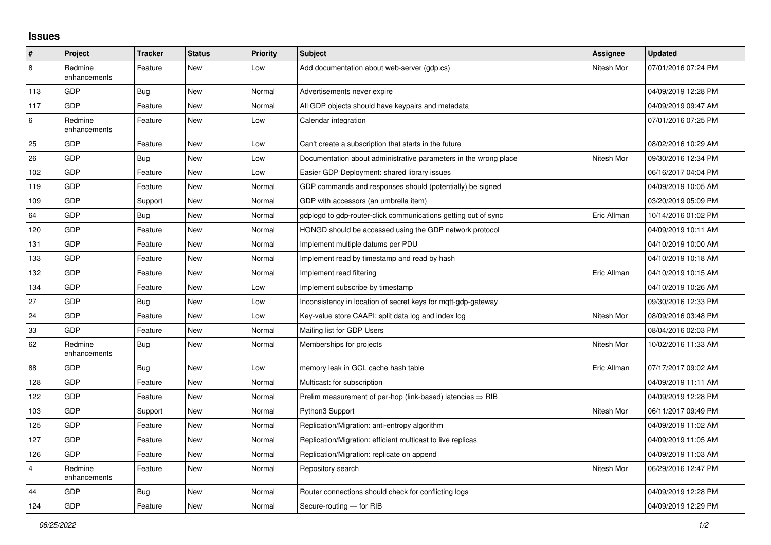## Issues

| # | Project | Tracker | Status | Priority | Subject | Assignee | Updated |
|---|---|---|---|---|---|---|---|
| 8 | Redmine enhancements | Feature | New | Low | Add documentation about web-server (gdp.cs) | Nitesh Mor | 07/01/2016 07:24 PM |
| 113 | GDP | Bug | New | Normal | Advertisements never expire | | 04/09/2019 12:28 PM |
| 117 | GDP | Feature | New | Normal | All GDP objects should have keypairs and metadata | | 04/09/2019 09:47 AM |
| 6 | Redmine enhancements | Feature | New | Low | Calendar integration | | 07/01/2016 07:25 PM |
| 25 | GDP | Feature | New | Low | Can't create a subscription that starts in the future | | 08/02/2016 10:29 AM |
| 26 | GDP | Bug | New | Low | Documentation about administrative parameters in the wrong place | Nitesh Mor | 09/30/2016 12:34 PM |
| 102 | GDP | Feature | New | Low | Easier GDP Deployment: shared library issues | | 06/16/2017 04:04 PM |
| 119 | GDP | Feature | New | Normal | GDP commands and responses should (potentially) be signed | | 04/09/2019 10:05 AM |
| 109 | GDP | Support | New | Normal | GDP with accessors (an umbrella item) | | 03/20/2019 05:09 PM |
| 64 | GDP | Bug | New | Normal | gdplogd to gdp-router-click communications getting out of sync | Eric Allman | 10/14/2016 01:02 PM |
| 120 | GDP | Feature | New | Normal | HONGD should be accessed using the GDP network protocol | | 04/09/2019 10:11 AM |
| 131 | GDP | Feature | New | Normal | Implement multiple datums per PDU | | 04/10/2019 10:00 AM |
| 133 | GDP | Feature | New | Normal | Implement read by timestamp and read by hash | | 04/10/2019 10:18 AM |
| 132 | GDP | Feature | New | Normal | Implement read filtering | Eric Allman | 04/10/2019 10:15 AM |
| 134 | GDP | Feature | New | Low | Implement subscribe by timestamp | | 04/10/2019 10:26 AM |
| 27 | GDP | Bug | New | Low | Inconsistency in location of secret keys for mqtt-gdp-gateway | | 09/30/2016 12:33 PM |
| 24 | GDP | Feature | New | Low | Key-value store CAAPI: split data log and index log | Nitesh Mor | 08/09/2016 03:48 PM |
| 33 | GDP | Feature | New | Normal | Mailing list for GDP Users | | 08/04/2016 02:03 PM |
| 62 | Redmine enhancements | Bug | New | Normal | Memberships for projects | Nitesh Mor | 10/02/2016 11:33 AM |
| 88 | GDP | Bug | New | Low | memory leak in GCL cache hash table | Eric Allman | 07/17/2017 09:02 AM |
| 128 | GDP | Feature | New | Normal | Multicast: for subscription | | 04/09/2019 11:11 AM |
| 122 | GDP | Feature | New | Normal | Prelim measurement of per-hop (link-based) latencies ⇒ RIB | | 04/09/2019 12:28 PM |
| 103 | GDP | Support | New | Normal | Python3 Support | Nitesh Mor | 06/11/2017 09:49 PM |
| 125 | GDP | Feature | New | Normal | Replication/Migration: anti-entropy algorithm | | 04/09/2019 11:02 AM |
| 127 | GDP | Feature | New | Normal | Replication/Migration: efficient multicast to live replicas | | 04/09/2019 11:05 AM |
| 126 | GDP | Feature | New | Normal | Replication/Migration: replicate on append | | 04/09/2019 11:03 AM |
| 4 | Redmine enhancements | Feature | New | Normal | Repository search | Nitesh Mor | 06/29/2016 12:47 PM |
| 44 | GDP | Bug | New | Normal | Router connections should check for conflicting logs | | 04/09/2019 12:28 PM |
| 124 | GDP | Feature | New | Normal | Secure-routing — for RIB | | 04/09/2019 12:29 PM |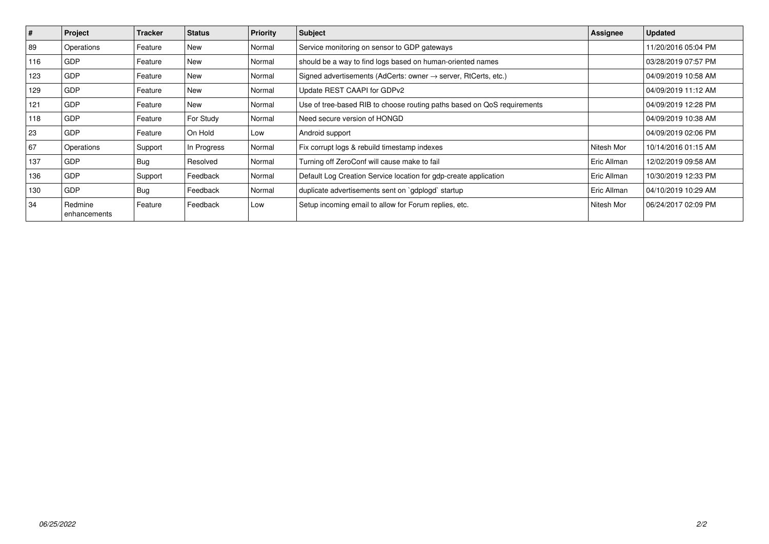| # | Project | Tracker | Status | Priority | Subject | Assignee | Updated |
| --- | --- | --- | --- | --- | --- | --- | --- |
| 89 | Operations | Feature | New | Normal | Service monitoring on sensor to GDP gateways | | 11/20/2016 05:04 PM |
| 116 | GDP | Feature | New | Normal | should be a way to find logs based on human-oriented names | | 03/28/2019 07:57 PM |
| 123 | GDP | Feature | New | Normal | Signed advertisements (AdCerts: owner → server, RtCerts, etc.) | | 04/09/2019 10:58 AM |
| 129 | GDP | Feature | New | Normal | Update REST CAAPI for GDPv2 | | 04/09/2019 11:12 AM |
| 121 | GDP | Feature | New | Normal | Use of tree-based RIB to choose routing paths based on QoS requirements | | 04/09/2019 12:28 PM |
| 118 | GDP | Feature | For Study | Normal | Need secure version of HONGD | | 04/09/2019 10:38 AM |
| 23 | GDP | Feature | On Hold | Low | Android support | | 04/09/2019 02:06 PM |
| 67 | Operations | Support | In Progress | Normal | Fix corrupt logs & rebuild timestamp indexes | Nitesh Mor | 10/14/2016 01:15 AM |
| 137 | GDP | Bug | Resolved | Normal | Turning off ZeroConf will cause make to fail | Eric Allman | 12/02/2019 09:58 AM |
| 136 | GDP | Support | Feedback | Normal | Default Log Creation Service location for gdp-create application | Eric Allman | 10/30/2019 12:33 PM |
| 130 | GDP | Bug | Feedback | Normal | duplicate advertisements sent on `gdplogd` startup | Eric Allman | 04/10/2019 10:29 AM |
| 34 | Redmine enhancements | Feature | Feedback | Low | Setup incoming email to allow for Forum replies, etc. | Nitesh Mor | 06/24/2017 02:09 PM |